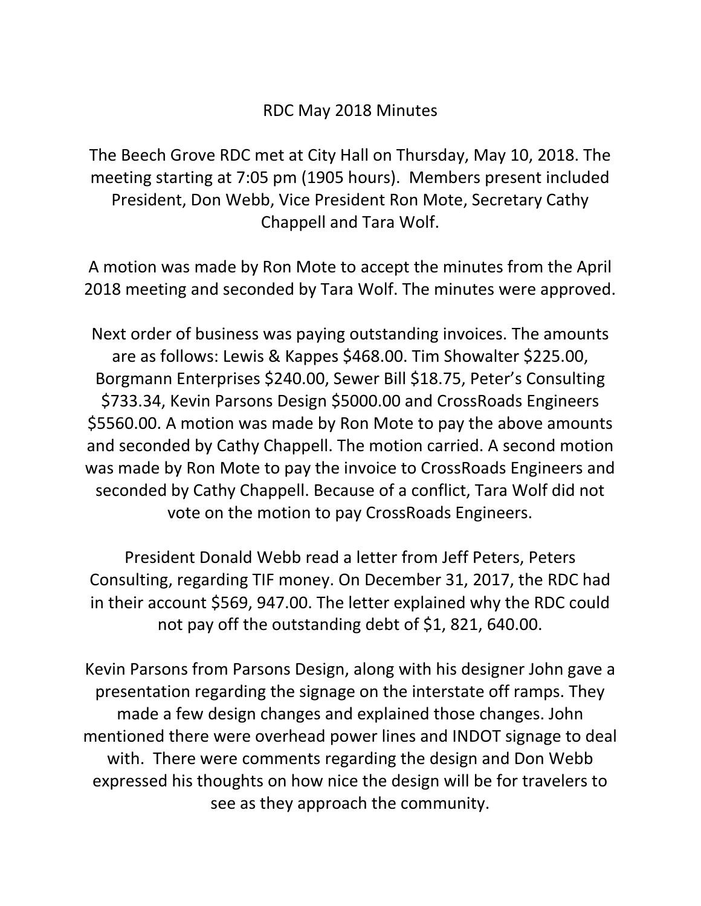# RDC May 2018 Minutes

The Beech Grove RDC met at City Hall on Thursday, May 10, 2018. The meeting starting at 7:05 pm (1905 hours). Members present included President, Don Webb, Vice President Ron Mote, Secretary Cathy Chappell and Tara Wolf.

A motion was made by Ron Mote to accept the minutes from the April 2018 meeting and seconded by Tara Wolf. The minutes were approved.

Next order of business was paying outstanding invoices. The amounts are as follows: Lewis & Kappes $468.00. Tim Showalter $225.00, Borgmann Enterprises $240.00, Sewer Bill $18.75, Peter's Consulting $733.34, Kevin Parsons Design $5000.00 and CrossRoads Engineers $5560.00. A motion was made by Ron Mote to pay the above amounts and seconded by Cathy Chappell. The motion carried. A second motion was made by Ron Mote to pay the invoice to CrossRoads Engineers and seconded by Cathy Chappell. Because of a conflict, Tara Wolf did not vote on the motion to pay CrossRoads Engineers.

President Donald Webb read a letter from Jeff Peters, Peters Consulting, regarding TIF money. On December 31, 2017, the RDC had in their account $569, 947.00. The letter explained why the RDC could not pay off the outstanding debt of $1, 821, 640.00.

Kevin Parsons from Parsons Design, along with his designer John gave a presentation regarding the signage on the interstate off ramps. They made a few design changes and explained those changes. John mentioned there were overhead power lines and INDOT signage to deal with. There were comments regarding the design and Don Webb expressed his thoughts on how nice the design will be for travelers to see as they approach the community.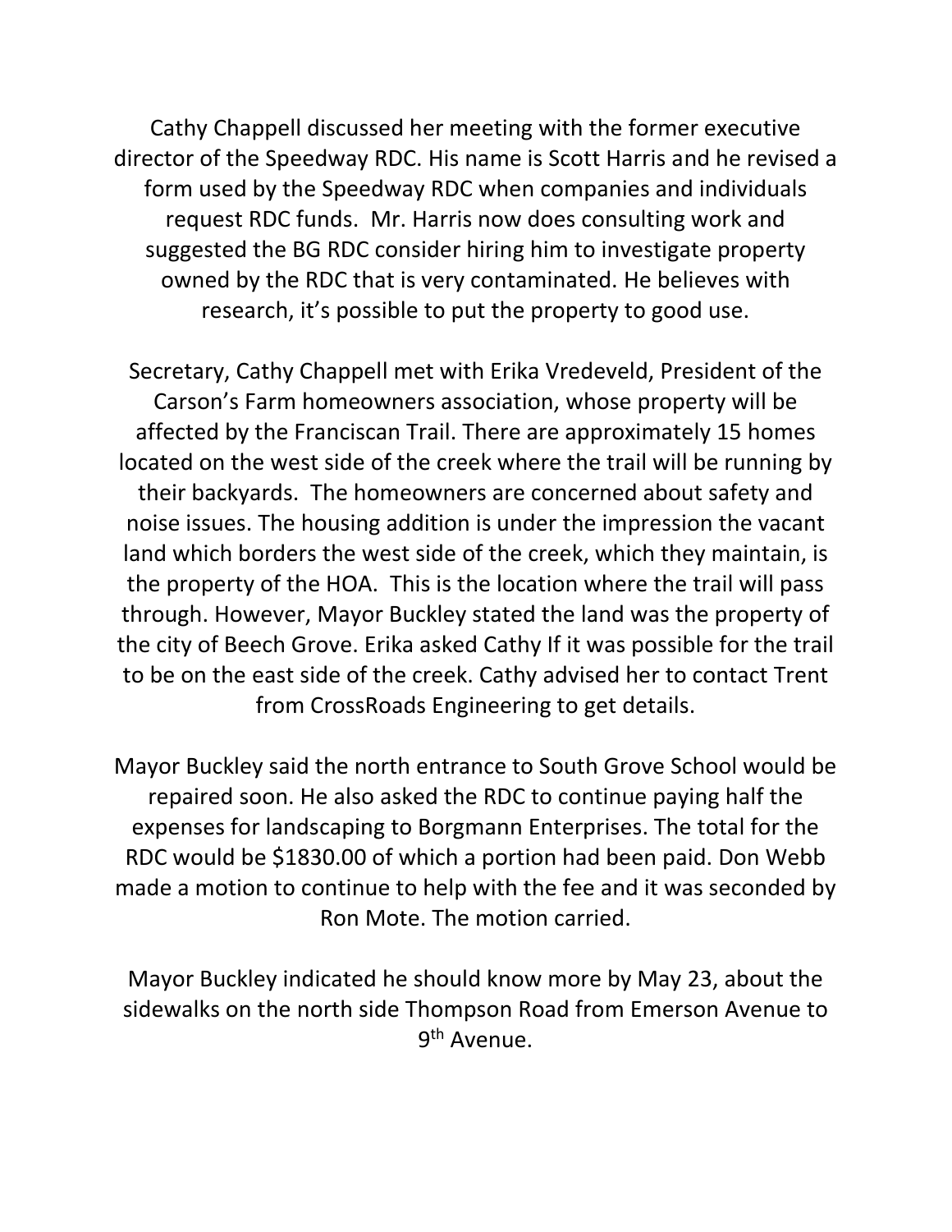Cathy Chappell discussed her meeting with the former executive director of the Speedway RDC. His name is Scott Harris and he revised a form used by the Speedway RDC when companies and individuals request RDC funds. Mr. Harris now does consulting work and suggested the BG RDC consider hiring him to investigate property owned by the RDC that is very contaminated. He believes with research, it's possible to put the property to good use.

Secretary, Cathy Chappell met with Erika Vredeveld, President of the Carson's Farm homeowners association, whose property will be affected by the Franciscan Trail. There are approximately 15 homes located on the west side of the creek where the trail will be running by their backyards. The homeowners are concerned about safety and noise issues. The housing addition is under the impression the vacant land which borders the west side of the creek, which they maintain, is the property of the HOA. This is the location where the trail will pass through. However, Mayor Buckley stated the land was the property of the city of Beech Grove. Erika asked Cathy If it was possible for the trail to be on the east side of the creek. Cathy advised her to contact Trent from CrossRoads Engineering to get details.

Mayor Buckley said the north entrance to South Grove School would be repaired soon. He also asked the RDC to continue paying half the expenses for landscaping to Borgmann Enterprises. The total for the RDC would be $1830.00 of which a portion had been paid. Don Webb made a motion to continue to help with the fee and it was seconded by Ron Mote. The motion carried.

Mayor Buckley indicated he should know more by May 23, about the sidewalks on the north side Thompson Road from Emerson Avenue to 9th Avenue.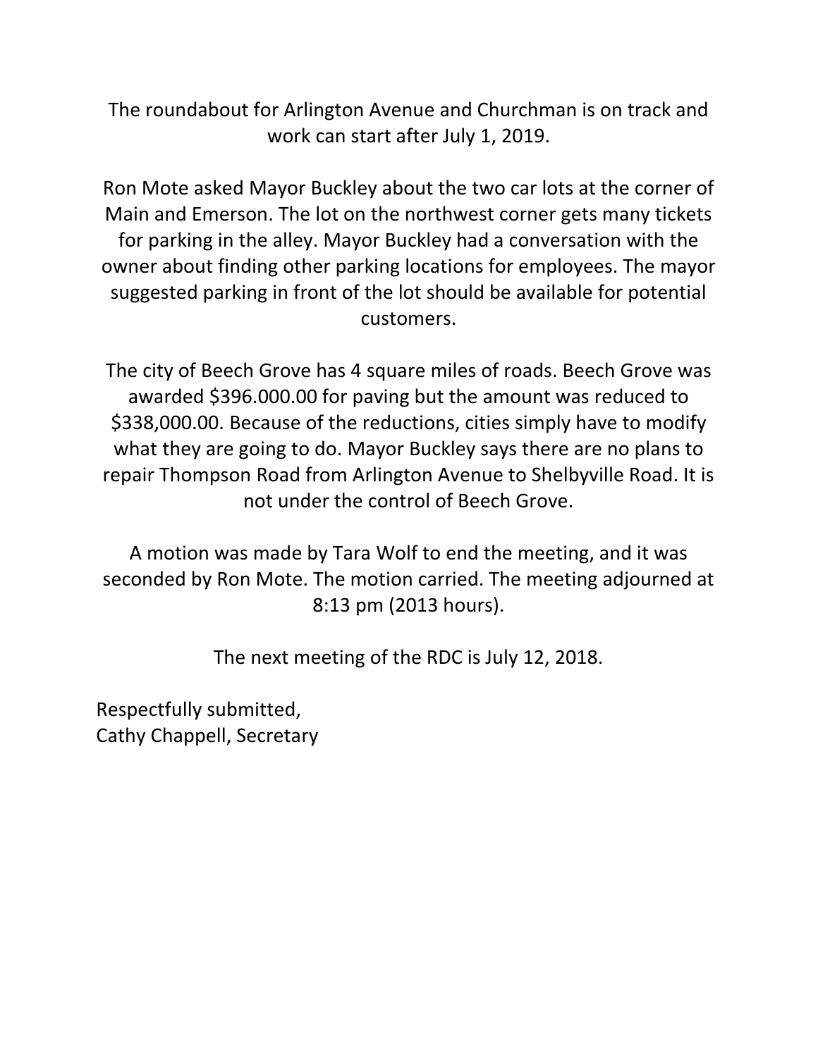The roundabout for Arlington Avenue and Churchman is on track and work can start after July 1, 2019.

Ron Mote asked Mayor Buckley about the two car lots at the corner of Main and Emerson. The lot on the northwest corner gets many tickets for parking in the alley. Mayor Buckley had a conversation with the owner about finding other parking locations for employees. The mayor suggested parking in front of the lot should be available for potential customers.

The city of Beech Grove has 4 square miles of roads. Beech Grove was awarded $396.000.00 for paving but the amount was reduced to $338,000.00. Because of the reductions, cities simply have to modify what they are going to do. Mayor Buckley says there are no plans to repair Thompson Road from Arlington Avenue to Shelbyville Road. It is not under the control of Beech Grove.

A motion was made by Tara Wolf to end the meeting, and it was seconded by Ron Mote. The motion carried. The meeting adjourned at 8:13 pm (2013 hours).

The next meeting of the RDC is July 12, 2018.

Respectfully submitted,
Cathy Chappell, Secretary